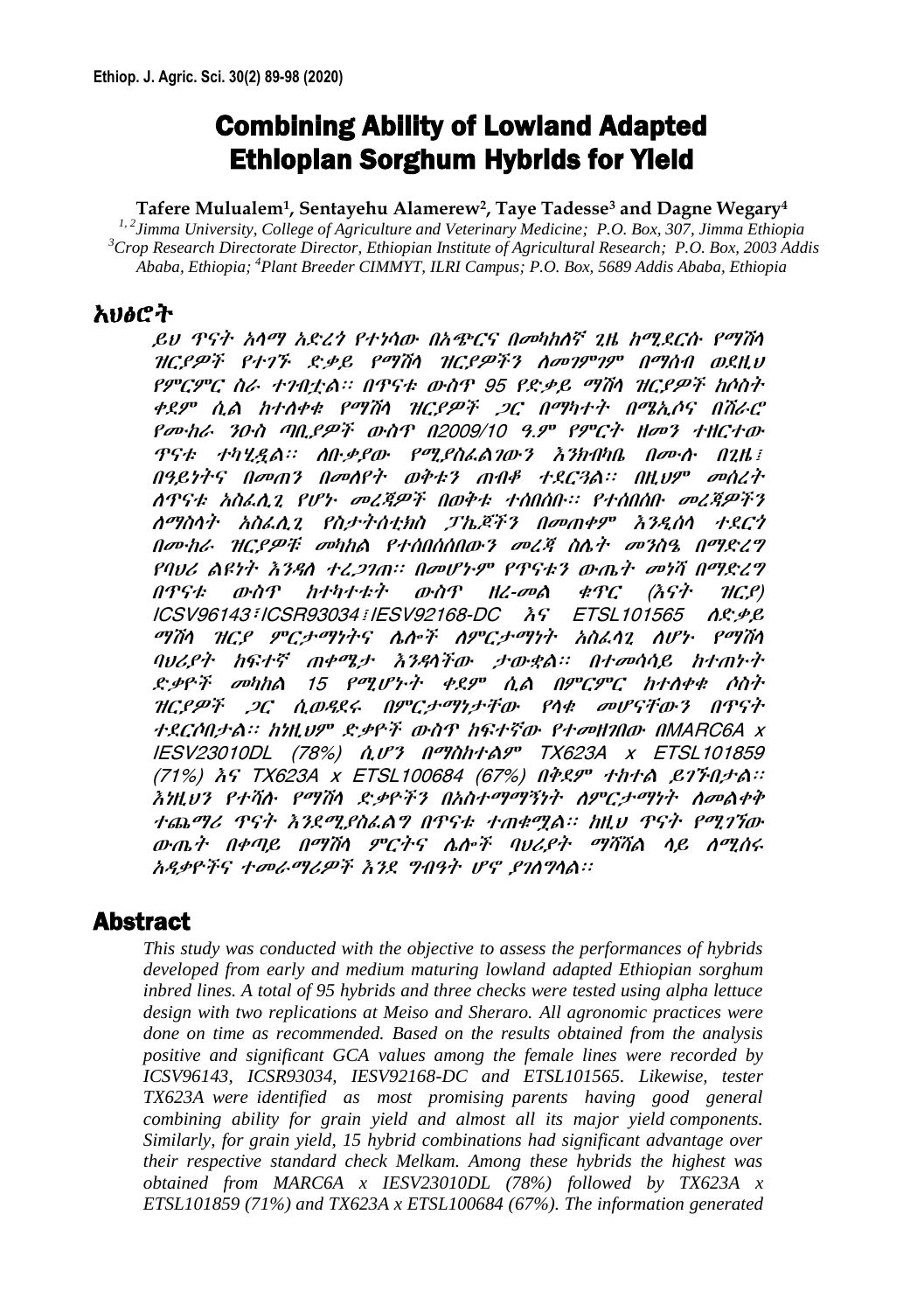# Combining Ability of Lowland Adapted Ethiopian Sorghum Hybrids for Yield

**Tafere Mulualem[1], Sentayehu Alamerew[2], Taye Tadesse[3] and Dagne Wegary[4]**

*[1, 2]Jimma University, College of Agriculture and Veterinary Medicine; P.O. Box, 307, Jimma Ethiopia*
*[3]Crop Research Directorate Director, Ethiopian Institute of Agricultural Research; P.O. Box, 2003 Addis Ababa, Ethiopia; [4]Plant Breeder CIMMYT, ILRI Campus; P.O. Box, 5689 Addis Ababa, Ethiopia*

## አህፅሮት

*ይህ ጥናት አላማ አድረጎ የተነሳው በአጭርና በመካከለኛ ጊዜ ከሚደርሱ የማሽላ ዝርያዎች የተገኙ ድቃይ የማሽላ ዝርያዎችን ለመገምገም በማሰብ ወደዚህ የምርምር ስራ ተገብቷል። በጥናቱ ውስጥ 95 የድቃይ ማሽላ ዝርያዎች ከሶስት ቀደም ሲል ከተለቀቁ የማሽላ ዝርያዎች ጋር በማካተት በሜኢሶና በሽራሮ የሙከራ ንዑስ ጣቢያዎች ውስጥ በ2009/10 ዓ.ም የምርት ዘመን ተዘርተው ጥናቱ ተካሂዷል። ለቡቃያው የሚያስፈልገውን እንክብካቤ በሙሉ በጊዜ፣ በዓይነትና በመጠን በመለየት ወቅቱን ጠብቆ ተደርጓል። በዚህም መሰረት ለጥናቱ አስፈላጊ የሆኑ መረጃዎች በወቅቱ ተሰበሰቡ። የተሰበሰቡ መረጃዎችን ለማስላት አስፈላጊ የስታትስቲክስ ፓኬጆችን በመጠቀም እንዲሰላ ተደርጎ በሙከራ ዝርያዎቹ መካከል የተሰበሰበውን መረጃ ስሌት መንስዔ በማድረግ የባህሪ ልዩነት እንዳለ ተረጋገጠ። በመሆኑም የጥናቱን ውጤት መነሻ በማድረግ በጥናቱ ውስጥ ከተካተቱት ውስጥ ዘረ-መል ቁጥር (እናት ዝርያ) ICSV96143፣ICSR93034፣IESV92168-DC እና ETSL101565 ለድቃይ ማሽላ ዝርያ ምርታማነትና ሌሎች ለምርታማነት አስፈላጊ ለሆኑ የማሽላ ባህሪያት ከፍተኛ ጠቀሜታ እንዳላቸው ታውቋል። በተመሳሳይ ከተጠኑት ድቃዮች መካከል 15 የሚሆኑት ቀደም ሲል በምርምር ከተለቀቁ ሶስት ዝርያዎች ጋር ሲወዳደሩ በምርታማነታቸው የላቁ መሆናቸውን በጥናት ተደርሶበታል። ከነዚህም ድቃዮች ውስጥ ከፍተኛው የተመዘገበው በMARC6A x IESV23010DL (78%) ሲሆን በማስከተልም TX623A x ETSL101859 (71%) እና TX623A x ETSL100684 (67%) በቅደም ተከተል ይገኙበታል። እነዚህን የተሻሉ የማሽላ ድቃዮችን በአስተማማኝነት ለምርታማነት ለመልቀቅ ተጨማሪ ጥናት እንደሚያስፈልግ በጥናቱ ተጠቁሟል። ከዚህ ጥናት የሚገኘው ውጤት በቀጣይ በማሽላ ምርትና ሌሎች ባህሪያት ማሻሻል ላይ ለሚሰሩ አዳቃዮችና ተመራማሪዎች እንደ ግብዓት ሆኖ ያገለግላል።*

## Abstract

*This study was conducted with the objective to assess the performances of hybrids developed from early and medium maturing lowland adapted Ethiopian sorghum inbred lines. A total of 95 hybrids and three checks were tested using alpha lettuce design with two replications at Meiso and Sheraro. All agronomic practices were done on time as recommended. Based on the results obtained from the analysis positive and significant GCA values among the female lines were recorded by ICSV96143, ICSR93034, IESV92168-DC and ETSL101565. Likewise, tester TX623A were identified as most promising parents having good general combining ability for grain yield and almost all its major yield components. Similarly, for grain yield, 15 hybrid combinations had significant advantage over their respective standard check Melkam. Among these hybrids the highest was obtained from MARC6A x IESV23010DL (78%) followed by TX623A x ETSL101859 (71%) and TX623A x ETSL100684 (67%). The information generated*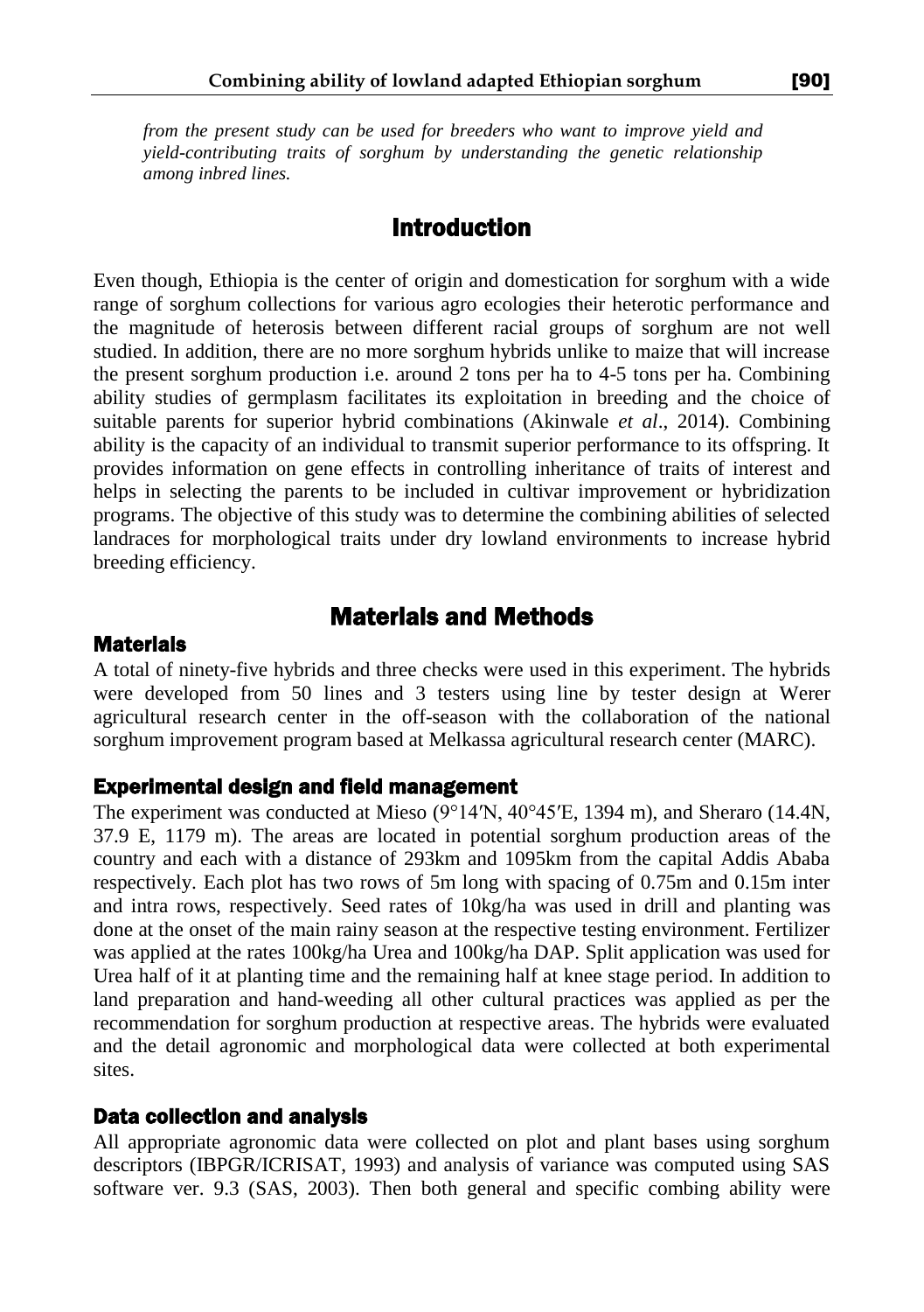*from the present study can be used for breeders who want to improve yield and yield-contributing traits of sorghum by understanding the genetic relationship among inbred lines.*

## Introduction

Even though, Ethiopia is the center of origin and domestication for sorghum with a wide range of sorghum collections for various agro ecologies their heterotic performance and the magnitude of heterosis between different racial groups of sorghum are not well studied. In addition, there are no more sorghum hybrids unlike to maize that will increase the present sorghum production i.e. around 2 tons per ha to 4-5 tons per ha. Combining ability studies of germplasm facilitates its exploitation in breeding and the choice of suitable parents for superior hybrid combinations (Akinwale *et al*., 2014). Combining ability is the capacity of an individual to transmit superior performance to its offspring. It provides information on gene effects in controlling inheritance of traits of interest and helps in selecting the parents to be included in cultivar improvement or hybridization programs. The objective of this study was to determine the combining abilities of selected landraces for morphological traits under dry lowland environments to increase hybrid breeding efficiency.

## Materials and Methods

### Materials

A total of ninety-five hybrids and three checks were used in this experiment. The hybrids were developed from 50 lines and 3 testers using line by tester design at Werer agricultural research center in the off-season with the collaboration of the national sorghum improvement program based at Melkassa agricultural research center (MARC).

### Experimental design and field management

The experiment was conducted at Mieso (9°14′N, 40°45′E, 1394 m), and Sheraro (14.4N, 37.9 E, 1179 m). The areas are located in potential sorghum production areas of the country and each with a distance of 293km and 1095km from the capital Addis Ababa respectively. Each plot has two rows of 5m long with spacing of 0.75m and 0.15m inter and intra rows, respectively. Seed rates of 10kg/ha was used in drill and planting was done at the onset of the main rainy season at the respective testing environment. Fertilizer was applied at the rates 100kg/ha Urea and 100kg/ha DAP. Split application was used for Urea half of it at planting time and the remaining half at knee stage period. In addition to land preparation and hand-weeding all other cultural practices was applied as per the recommendation for sorghum production at respective areas. The hybrids were evaluated and the detail agronomic and morphological data were collected at both experimental sites.

### Data collection and analysis

All appropriate agronomic data were collected on plot and plant bases using sorghum descriptors (IBPGR/ICRISAT, 1993) and analysis of variance was computed using SAS software ver. 9.3 (SAS, 2003). Then both general and specific combing ability were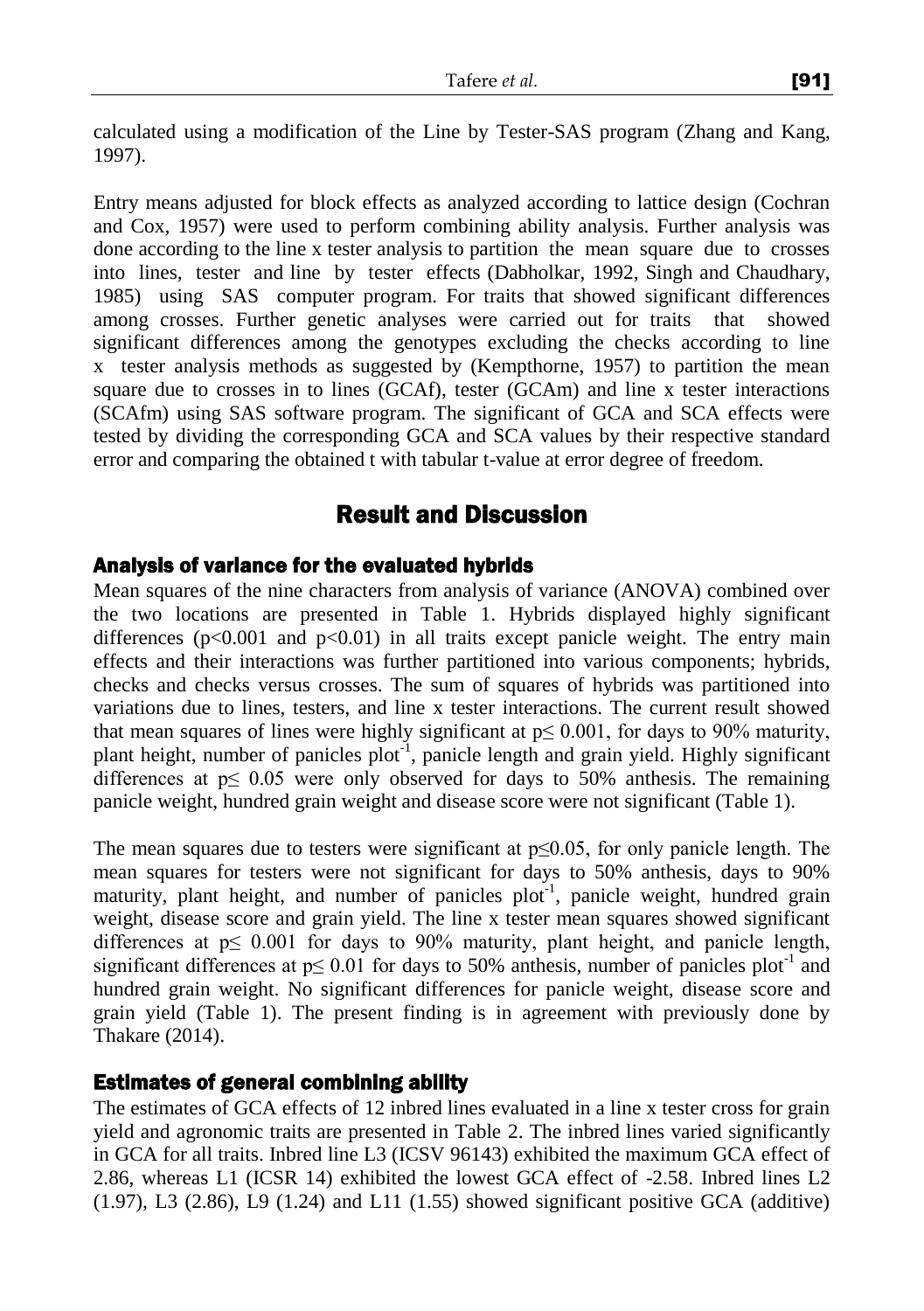calculated using a modification of the Line by Tester-SAS program (Zhang and Kang, 1997).

Entry means adjusted for block effects as analyzed according to lattice design (Cochran and Cox, 1957) were used to perform combining ability analysis. Further analysis was done according to the line x tester analysis to partition the mean square due to crosses into lines, tester and line by tester effects (Dabholkar, 1992, Singh and Chaudhary, 1985) using SAS computer program. For traits that showed significant differences among crosses. Further genetic analyses were carried out for traits that showed significant differences among the genotypes excluding the checks according to line x tester analysis methods as suggested by (Kempthorne, 1957) to partition the mean square due to crosses in to lines (GCAf), tester (GCAm) and line x tester interactions (SCAfm) using SAS software program. The significant of GCA and SCA effects were tested by dividing the corresponding GCA and SCA values by their respective standard error and comparing the obtained t with tabular t-value at error degree of freedom.

## Result and Discussion

### Analysis of variance for the evaluated hybrids

Mean squares of the nine characters from analysis of variance (ANOVA) combined over the two locations are presented in Table 1. Hybrids displayed highly significant differences ($p<0.001$ and $p<0.01$) in all traits except panicle weight. The entry main effects and their interactions was further partitioned into various components; hybrids, checks and checks versus crosses. The sum of squares of hybrids was partitioned into variations due to lines, testers, and line x tester interactions. The current result showed that mean squares of lines were highly significant at $p\leq 0.001$, for days to 90% maturity, plant height, number of panicles plot$^{-1}$, panicle length and grain yield. Highly significant differences at $p\leq 0.05$ were only observed for days to 50% anthesis. The remaining panicle weight, hundred grain weight and disease score were not significant (Table 1).

The mean squares due to testers were significant at $p\leq0.05$, for only panicle length. The mean squares for testers were not significant for days to 50% anthesis, days to 90% maturity, plant height, and number of panicles plot$^{-1}$, panicle weight, hundred grain weight, disease score and grain yield. The line x tester mean squares showed significant differences at $p\leq 0.001$ for days to 90% maturity, plant height, and panicle length, significant differences at $p\leq 0.01$ for days to 50% anthesis, number of panicles plot$^{-1}$ and hundred grain weight. No significant differences for panicle weight, disease score and grain yield (Table 1). The present finding is in agreement with previously done by Thakare (2014).

### Estimates of general combining ability

The estimates of GCA effects of 12 inbred lines evaluated in a line x tester cross for grain yield and agronomic traits are presented in Table 2. The inbred lines varied significantly in GCA for all traits. Inbred line L3 (ICSV 96143) exhibited the maximum GCA effect of 2.86, whereas L1 (ICSR 14) exhibited the lowest GCA effect of -2.58. Inbred lines L2 (1.97), L3 (2.86), L9 (1.24) and L11 (1.55) showed significant positive GCA (additive)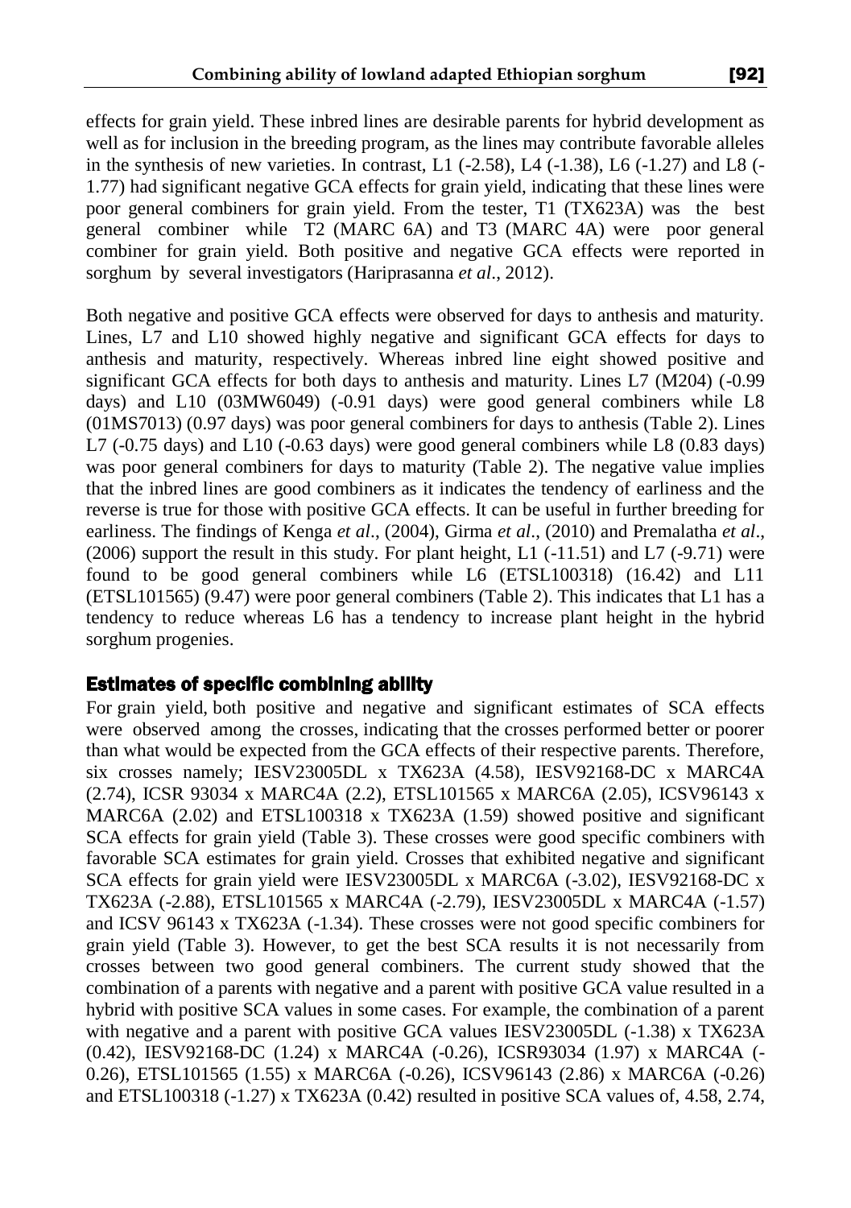effects for grain yield. These inbred lines are desirable parents for hybrid development as well as for inclusion in the breeding program, as the lines may contribute favorable alleles in the synthesis of new varieties. In contrast, L1 (-2.58), L4 (-1.38), L6 (-1.27) and L8 (-1.77) had significant negative GCA effects for grain yield, indicating that these lines were poor general combiners for grain yield. From the tester, T1 (TX623A) was the best general combiner while T2 (MARC 6A) and T3 (MARC 4A) were poor general combiner for grain yield. Both positive and negative GCA effects were reported in sorghum by several investigators (Hariprasanna *et al*., 2012).

Both negative and positive GCA effects were observed for days to anthesis and maturity. Lines, L7 and L10 showed highly negative and significant GCA effects for days to anthesis and maturity, respectively. Whereas inbred line eight showed positive and significant GCA effects for both days to anthesis and maturity. Lines L7 (M204) (-0.99 days) and L10 (03MW6049) (-0.91 days) were good general combiners while L8 (01MS7013) (0.97 days) was poor general combiners for days to anthesis (Table 2). Lines L7 (-0.75 days) and L10 (-0.63 days) were good general combiners while L8 (0.83 days) was poor general combiners for days to maturity (Table 2). The negative value implies that the inbred lines are good combiners as it indicates the tendency of earliness and the reverse is true for those with positive GCA effects. It can be useful in further breeding for earliness. The findings of Kenga *et al*., (2004), Girma *et al*., (2010) and Premalatha *et al*., (2006) support the result in this study. For plant height, L1 (-11.51) and L7 (-9.71) were found to be good general combiners while L6 (ETSL100318) (16.42) and L11 (ETSL101565) (9.47) were poor general combiners (Table 2). This indicates that L1 has a tendency to reduce whereas L6 has a tendency to increase plant height in the hybrid sorghum progenies.

## Estimates of specific combining ability

For grain yield, both positive and negative and significant estimates of SCA effects were observed among the crosses, indicating that the crosses performed better or poorer than what would be expected from the GCA effects of their respective parents. Therefore, six crosses namely; IESV23005DL x TX623A (4.58), IESV92168-DC x MARC4A (2.74), ICSR 93034 x MARC4A (2.2), ETSL101565 x MARC6A (2.05), ICSV96143 x MARC6A (2.02) and ETSL100318 x TX623A (1.59) showed positive and significant SCA effects for grain yield (Table 3). These crosses were good specific combiners with favorable SCA estimates for grain yield. Crosses that exhibited negative and significant SCA effects for grain yield were IESV23005DL x MARC6A (-3.02), IESV92168-DC x TX623A (-2.88), ETSL101565 x MARC4A (-2.79), IESV23005DL x MARC4A (-1.57) and ICSV 96143 x TX623A (-1.34). These crosses were not good specific combiners for grain yield (Table 3). However, to get the best SCA results it is not necessarily from crosses between two good general combiners. The current study showed that the combination of a parents with negative and a parent with positive GCA value resulted in a hybrid with positive SCA values in some cases. For example, the combination of a parent with negative and a parent with positive GCA values IESV23005DL (-1.38) x TX623A (0.42), IESV92168-DC (1.24) x MARC4A (-0.26), ICSR93034 (1.97) x MARC4A (-0.26), ETSL101565 (1.55) x MARC6A (-0.26), ICSV96143 (2.86) x MARC6A (-0.26) and ETSL100318 (-1.27) x TX623A (0.42) resulted in positive SCA values of, 4.58, 2.74,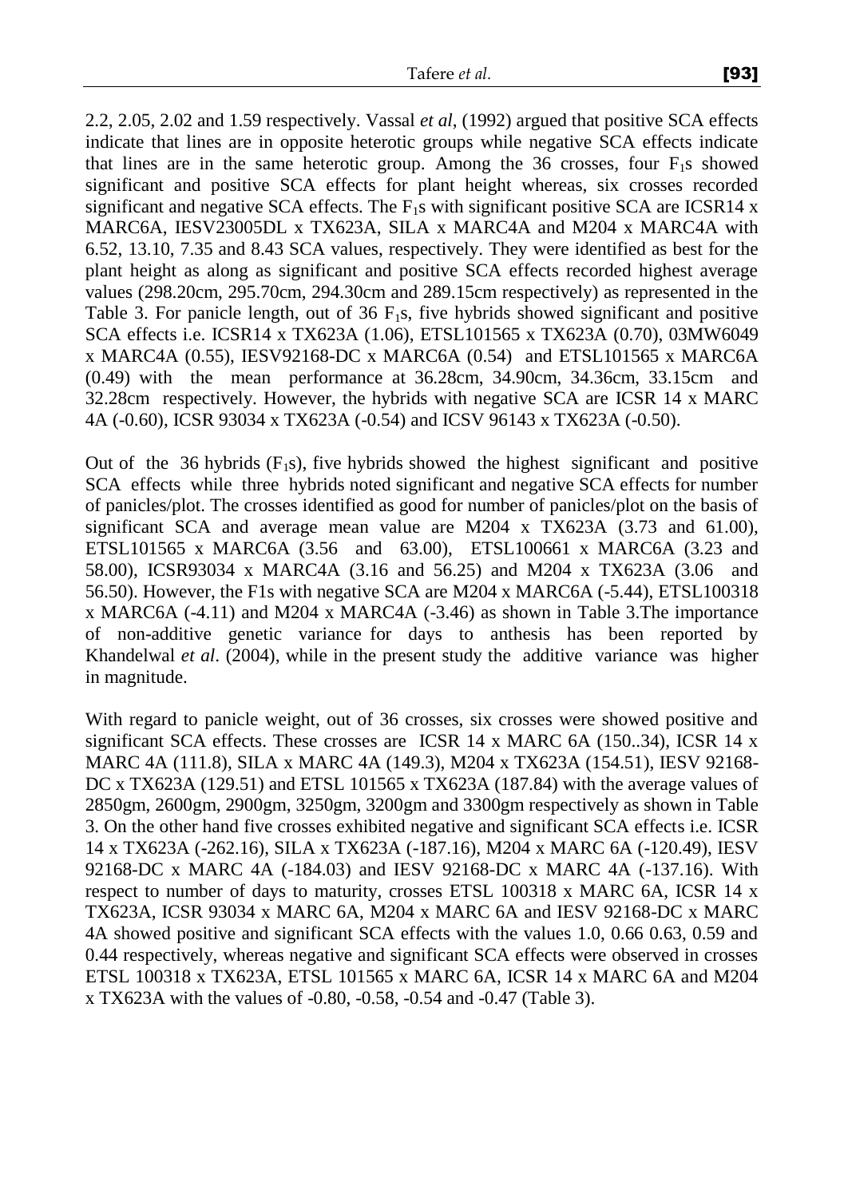2.2, 2.05, 2.02 and 1.59 respectively. Vassal *et al*, (1992) argued that positive SCA effects indicate that lines are in opposite heterotic groups while negative SCA effects indicate that lines are in the same heterotic group. Among the 36 crosses, four $F_1$s showed significant and positive SCA effects for plant height whereas, six crosses recorded significant and negative SCA effects. The $F_1$s with significant positive SCA are ICSR14 x MARC6A, IESV23005DL x TX623A, SILA x MARC4A and M204 x MARC4A with 6.52, 13.10, 7.35 and 8.43 SCA values, respectively. They were identified as best for the plant height as along as significant and positive SCA effects recorded highest average values (298.20cm, 295.70cm, 294.30cm and 289.15cm respectively) as represented in the Table 3. For panicle length, out of 36 $F_1$s, five hybrids showed significant and positive SCA effects i.e. ICSR14 x TX623A (1.06), ETSL101565 x TX623A (0.70), 03MW6049 x MARC4A (0.55), IESV92168-DC x MARC6A (0.54) and ETSL101565 x MARC6A (0.49) with the mean performance at 36.28cm, 34.90cm, 34.36cm, 33.15cm and 32.28cm respectively. However, the hybrids with negative SCA are ICSR 14 x MARC 4A (-0.60), ICSR 93034 x TX623A (-0.54) and ICSV 96143 x TX623A (-0.50).

Out of the 36 hybrids ($F_1$s), five hybrids showed the highest significant and positive SCA effects while three hybrids noted significant and negative SCA effects for number of panicles/plot. The crosses identified as good for number of panicles/plot on the basis of significant SCA and average mean value are M204 x TX623A (3.73 and 61.00), ETSL101565 x MARC6A (3.56 and 63.00), ETSL100661 x MARC6A (3.23 and 58.00), ICSR93034 x MARC4A (3.16 and 56.25) and M204 x TX623A (3.06 and 56.50). However, the F1s with negative SCA are M204 x MARC6A (-5.44), ETSL100318 x MARC6A (-4.11) and M204 x MARC4A (-3.46) as shown in Table 3.The importance of non-additive genetic variance for days to anthesis has been reported by Khandelwal *et al*. (2004), while in the present study the additive variance was higher in magnitude.

With regard to panicle weight, out of 36 crosses, six crosses were showed positive and significant SCA effects. These crosses are ICSR 14 x MARC 6A (150..34), ICSR 14 x MARC 4A (111.8), SILA x MARC 4A (149.3), M204 x TX623A (154.51), IESV 92168-DC x TX623A (129.51) and ETSL 101565 x TX623A (187.84) with the average values of 2850gm, 2600gm, 2900gm, 3250gm, 3200gm and 3300gm respectively as shown in Table 3. On the other hand five crosses exhibited negative and significant SCA effects i.e. ICSR 14 x TX623A (-262.16), SILA x TX623A (-187.16), M204 x MARC 6A (-120.49), IESV 92168-DC x MARC 4A (-184.03) and IESV 92168-DC x MARC 4A (-137.16). With respect to number of days to maturity, crosses ETSL 100318 x MARC 6A, ICSR 14 x TX623A, ICSR 93034 x MARC 6A, M204 x MARC 6A and IESV 92168-DC x MARC 4A showed positive and significant SCA effects with the values 1.0, 0.66 0.63, 0.59 and 0.44 respectively, whereas negative and significant SCA effects were observed in crosses ETSL 100318 x TX623A, ETSL 101565 x MARC 6A, ICSR 14 x MARC 6A and M204 x TX623A with the values of -0.80, -0.58, -0.54 and -0.47 (Table 3).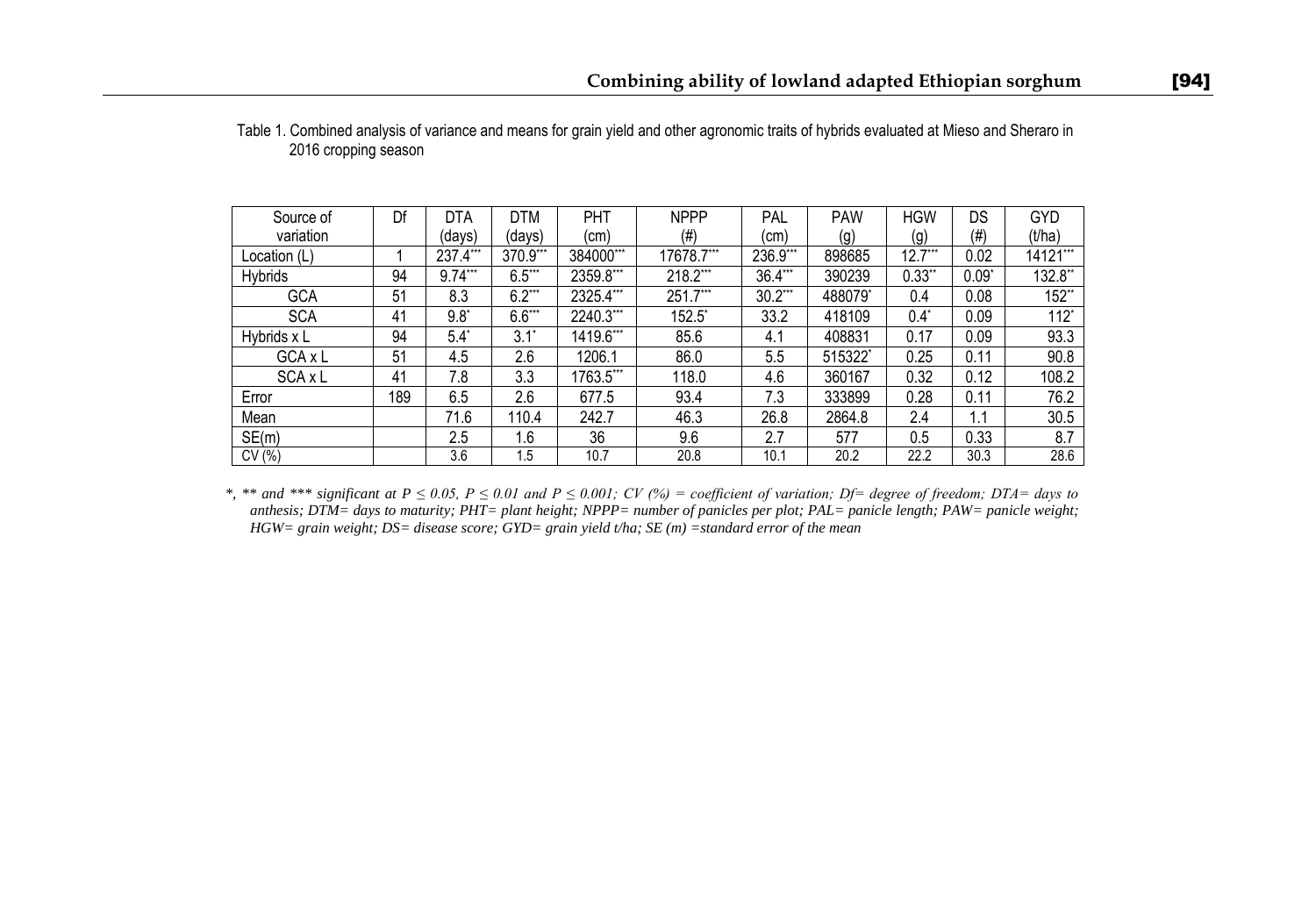Table 1. Combined analysis of variance and means for grain yield and other agronomic traits of hybrids evaluated at Mieso and Sheraro in 2016 cropping season

| Source of variation | Df | DTA (days) | DTM (days) | PHT (cm) | NPPP (#) | PAL (cm) | PAW (g) | HGW (g) | DS (#) | GYD (t/ha) |
|---|---|---|---|---|---|---|---|---|---|---|
| Location (L) | 1 | 237.4*** | 370.9*** | 384000*** | 17678.7*** | 236.9*** | 898685 | 12.7*** | 0.02 | 14121*** |
| Hybrids | 94 | 9.74*** | 6.5*** | 2359.8*** | 218.2*** | 36.4*** | 390239 | 0.33** | 0.09* | 132.8** |
| GCA | 51 | 8.3 | 6.2*** | 2325.4*** | 251.7*** | 30.2*** | 488079* | 0.4 | 0.08 | 152** |
| SCA | 41 | 9.8* | 6.6*** | 2240.3*** | 152.5* | 33.2 | 418109 | 0.4* | 0.09 | 112* |
| Hybrids x L | 94 | 5.4* | 3.1* | 1419.6*** | 85.6 | 4.1 | 408831 | 0.17 | 0.09 | 93.3 |
| GCA x L | 51 | 4.5 | 2.6 | 1206.1 | 86.0 | 5.5 | 515322* | 0.25 | 0.11 | 90.8 |
| SCA x L | 41 | 7.8 | 3.3 | 1763.5*** | 118.0 | 4.6 | 360167 | 0.32 | 0.12 | 108.2 |
| Error | 189 | 6.5 | 2.6 | 677.5 | 93.4 | 7.3 | 333899 | 0.28 | 0.11 | 76.2 |
| Mean | | 71.6 | 110.4 | 242.7 | 46.3 | 26.8 | 2864.8 | 2.4 | 1.1 | 30.5 |
| SE(m) | | 2.5 | 1.6 | 36 | 9.6 | 2.7 | 577 | 0.5 | 0.33 | 8.7 |
| CV (%) | | 3.6 | 1.5 | 10.7 | 20.8 | 10.1 | 20.2 | 22.2 | 30.3 | 28.6 |

*\*, \*\* and \*\*\* significant at $P \leq 0.05$, $P \leq 0.01$ and $P \leq 0.001$; CV (%) = coefficient of variation; Df= degree of freedom; DTA= days to anthesis; DTM= days to maturity; PHT= plant height; NPPP= number of panicles per plot; PAL= panicle length; PAW= panicle weight; HGW= grain weight; DS= disease score; GYD= grain yield t/ha; SE (m) =standard error of the mean*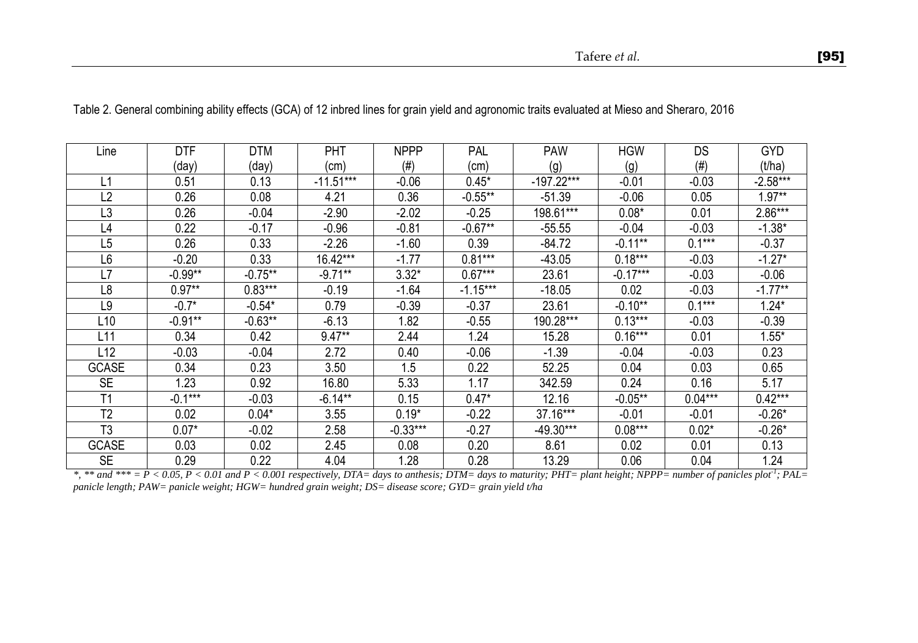Table 2. General combining ability effects (GCA) of 12 inbred lines for grain yield and agronomic traits evaluated at Mieso and Sheraro, 2016

| Line | DTF (day) | DTM (day) | PHT (cm) | NPPP (#) | PAL (cm) | PAW (g) | HGW (g) | DS (#) | GYD (t/ha) |
|---|---|---|---|---|---|---|---|---|---|
| L1 | 0.51 | 0.13 | -11.51*** | -0.06 | 0.45* | -197.22*** | -0.01 | -0.03 | -2.58*** |
| L2 | 0.26 | 0.08 | 4.21 | 0.36 | -0.55** | -51.39 | -0.06 | 0.05 | 1.97** |
| L3 | 0.26 | -0.04 | -2.90 | -2.02 | -0.25 | 198.61*** | 0.08* | 0.01 | 2.86*** |
| L4 | 0.22 | -0.17 | -0.96 | -0.81 | -0.67** | -55.55 | -0.04 | -0.03 | -1.38* |
| L5 | 0.26 | 0.33 | -2.26 | -1.60 | 0.39 | -84.72 | -0.11** | 0.1*** | -0.37 |
| L6 | -0.20 | 0.33 | 16.42*** | -1.77 | 0.81*** | -43.05 | 0.18*** | -0.03 | -1.27* |
| L7 | -0.99** | -0.75** | -9.71** | 3.32* | 0.67*** | 23.61 | -0.17*** | -0.03 | -0.06 |
| L8 | 0.97** | 0.83*** | -0.19 | -1.64 | -1.15*** | -18.05 | 0.02 | -0.03 | -1.77** |
| L9 | -0.7* | -0.54* | 0.79 | -0.39 | -0.37 | 23.61 | -0.10** | 0.1*** | 1.24* |
| L10 | -0.91** | -0.63** | -6.13 | 1.82 | -0.55 | 190.28*** | 0.13*** | -0.03 | -0.39 |
| L11 | 0.34 | 0.42 | 9.47** | 2.44 | 1.24 | 15.28 | 0.16*** | 0.01 | 1.55* |
| L12 | -0.03 | -0.04 | 2.72 | 0.40 | -0.06 | -1.39 | -0.04 | -0.03 | 0.23 |
| GCASE | 0.34 | 0.23 | 3.50 | 1.5 | 0.22 | 52.25 | 0.04 | 0.03 | 0.65 |
| SE | 1.23 | 0.92 | 16.80 | 5.33 | 1.17 | 342.59 | 0.24 | 0.16 | 5.17 |
| T1 | -0.1*** | -0.03 | -6.14** | 0.15 | 0.47* | 12.16 | -0.05** | 0.04*** | 0.42*** |
| T2 | 0.02 | 0.04* | 3.55 | 0.19* | -0.22 | 37.16*** | -0.01 | -0.01 | -0.26* |
| T3 | 0.07* | -0.02 | 2.58 | -0.33*** | -0.27 | -49.30*** | 0.08*** | 0.02* | -0.26* |
| GCASE | 0.03 | 0.02 | 2.45 | 0.08 | 0.20 | 8.61 | 0.02 | 0.01 | 0.13 |
| SE | 0.29 | 0.22 | 4.04 | 1.28 | 0.28 | 13.29 | 0.06 | 0.04 | 1.24 |

*\*, \*\* and \*\*\* = $P < 0.05$, $P < 0.01$ and $P < 0.001$ respectively, DTA= days to anthesis; DTM= days to maturity; PHT= plant height; NPPP= number of panicles plot$^{-1}$; PAL= panicle length; PAW= panicle weight; HGW= hundred grain weight; DS= disease score; GYD= grain yield t/ha*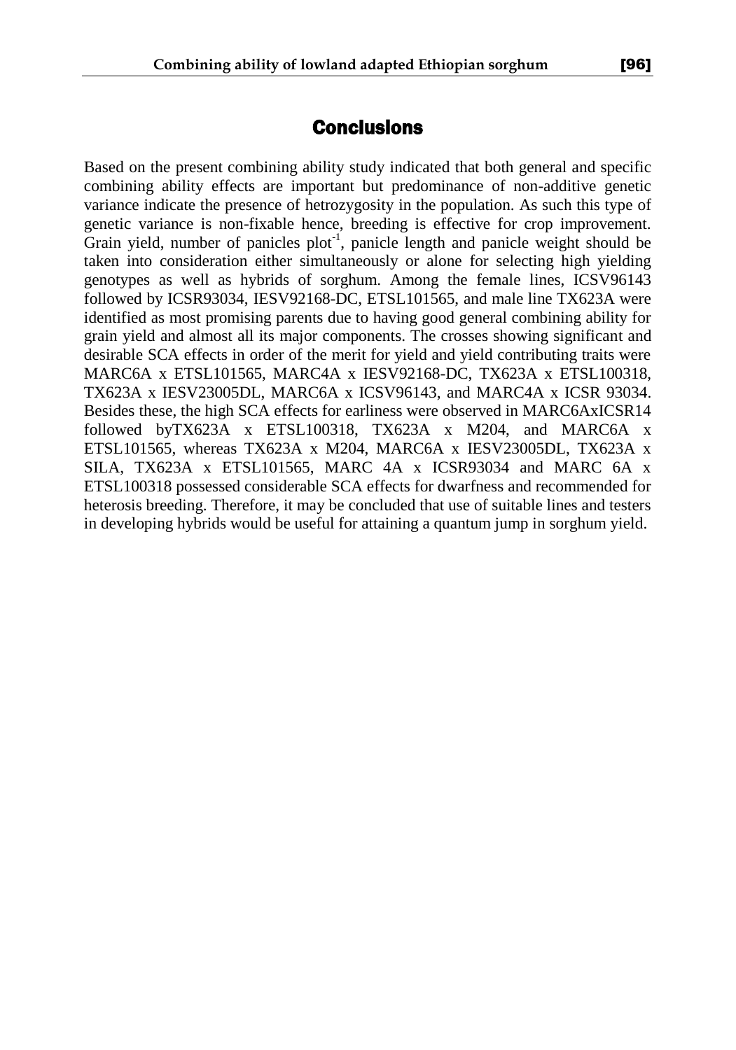## Conclusions

Based on the present combining ability study indicated that both general and specific combining ability effects are important but predominance of non-additive genetic variance indicate the presence of hetrozygosity in the population. As such this type of genetic variance is non-fixable hence, breeding is effective for crop improvement. Grain yield, number of panicles plot$^{-1}$, panicle length and panicle weight should be taken into consideration either simultaneously or alone for selecting high yielding genotypes as well as hybrids of sorghum. Among the female lines, ICSV96143 followed by ICSR93034, IESV92168-DC, ETSL101565, and male line TX623A were identified as most promising parents due to having good general combining ability for grain yield and almost all its major components. The crosses showing significant and desirable SCA effects in order of the merit for yield and yield contributing traits were MARC6A x ETSL101565, MARC4A x IESV92168-DC, TX623A x ETSL100318, TX623A x IESV23005DL, MARC6A x ICSV96143, and MARC4A x ICSR 93034. Besides these, the high SCA effects for earliness were observed in MARC6AxICSR14 followed byTX623A x ETSL100318, TX623A x M204, and MARC6A x ETSL101565, whereas TX623A x M204, MARC6A x IESV23005DL, TX623A x SILA, TX623A x ETSL101565, MARC 4A x ICSR93034 and MARC 6A x ETSL100318 possessed considerable SCA effects for dwarfness and recommended for heterosis breeding. Therefore, it may be concluded that use of suitable lines and testers in developing hybrids would be useful for attaining a quantum jump in sorghum yield.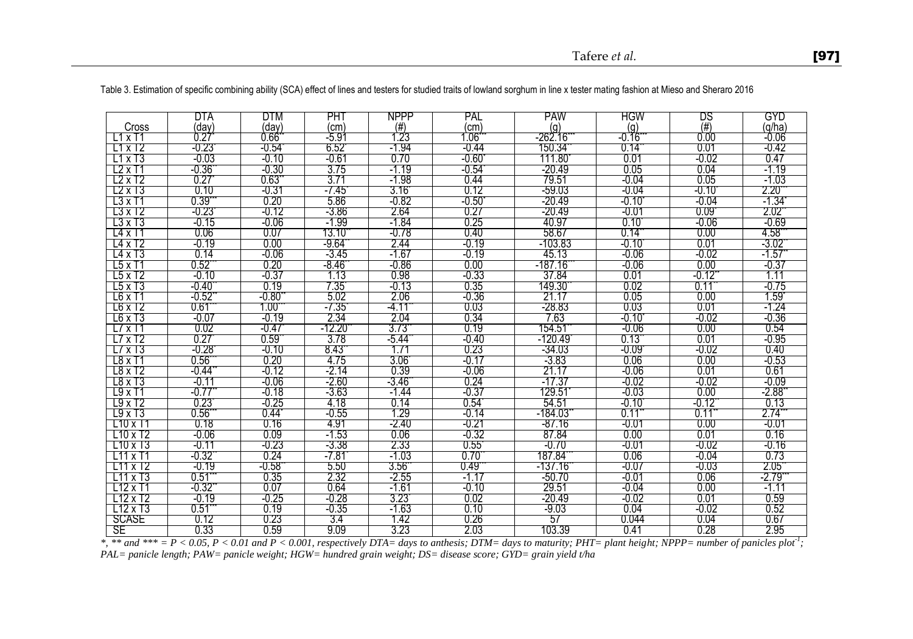Table 3. Estimation of specific combining ability (SCA) effect of lines and testers for studied traits of lowland sorghum in line x tester mating fashion at Mieso and Sheraro 2016

| Cross | DTA (day) | DTM (day) | PHT (cm) | NPPP (#) | PAL (cm) | PAW (g) | HGW (g) | DS (#) | GYD (q/ha) |
|---|---|---|---|---|---|---|---|---|---|
| L1 x T1 | 0.27* | 0.66** | -5.91 | 1.23 | 1.06*** | -262.16*** | -0.16*** | 0.00 | -0.06 |
| L1 x T2 | -0.23* | -0.54* | 6.52* | -1.94 | -0.44 | 150.34** | 0.14** | 0.01 | -0.42 |
| L1 x T3 | -0.03 | -0.10 | -0.61 | 0.70 | -0.60* | 111.80* | 0.01 | -0.02 | 0.47 |
| L2 x T1 | -0.36** | -0.30 | 3.75 | -1.19 | -0.54* | -20.49 | 0.05 | 0.04 | -1.19 |
| L2 x T2 | 0.27* | 0.63** | 3.71 | -1.98 | 0.44 | 79.51 | -0.04 | 0.05 | -1.03 |
| L2 x T3 | 0.10 | -0.31 | -7.45* | 3.16* | 0.12 | -59.03 | -0.04 | -0.10* | 2.20** |
| L3 x T1 | 0.39*** | 0.20 | 5.86 | -0.82 | -0.50* | -20.49 | -0.10* | -0.04 | -1.34* |
| L3 x T2 | -0.23* | -0.12 | -3.86 | 2.64 | 0.27 | -20.49 | -0.01 | 0.09* | 2.02** |
| L3 x T3 | -0.15 | -0.06 | -1.99 | -1.84 | 0.25 | 40.97 | 0.10* | -0.06 | -0.69 |
| L4 x T1 | 0.06 | 0.07 | 13.10** | -0.78 | 0.40 | 58.67 | 0.14** | 0.00 | 4.58*** |
| L4 x T2 | -0.19 | 0.00 | -9.64** | 2.44 | -0.19 | -103.83 | -0.10* | 0.01 | -3.02** |
| L4 x T3 | 0.14 | -0.06 | -3.45 | -1.67 | -0.19 | 45.13 | -0.06 | -0.02 | -1.57** |
| L5 x T1 | 0.52*** | 0.20 | -8.46** | -0.86 | 0.00 | -187.16*** | -0.06 | 0.00 | -0.37 |
| L5 x T2 | -0.10 | -0.37 | 1.13 | 0.98 | -0.33 | 37.84 | 0.01 | -0.12** | 1.11 |
| L5 x T3 | -0.40** | 0.19 | 7.35* | -0.13 | 0.35 | 149.30** | 0.02 | 0.11** | -0.75 |
| L6 x T1 | -0.52** | -0.80** | 5.02 | 2.06 | -0.36 | 21.17 | 0.05 | 0.00 | 1.59* |
| L6 x T2 | 0.61*** | 1.00*** | -7.35* | -4.11** | 0.03 | -28.83 | 0.03 | 0.01 | -1.24 |
| L6 x T3 | -0.07 | -0.19 | 2.34 | 2.04 | 0.34 | 7.63 | -0.10* | -0.02 | -0.36 |
| L7 x T1 | 0.02 | -0.47* | -12.20** | 3.73** | 0.19 | 154.51** | -0.06 | 0.00 | 0.54 |
| L7 x T2 | 0.27* | 0.59** | 3.78 | -5.44** | -0.40 | -120.49* | 0.13** | 0.01 | -0.95 |
| L7 x T3 | -0.28* | -0.10 | 8.43** | 1.71 | 0.23 | -34.03 | -0.09* | -0.02 | 0.40 |
| L8 x T1 | 0.56*** | 0.20 | 4.75 | 3.06* | -0.17 | -3.83 | 0.06 | 0.00 | -0.53 |
| L8 x T2 | -0.44** | -0.12 | -2.14 | 0.39 | -0.06 | 21.17 | -0.06 | 0.01 | 0.61 |
| L8 x T3 | -0.11 | -0.06 | -2.60 | -3.46** | 0.24 | -17.37 | -0.02 | -0.02 | -0.09 |
| L9 x T1 | -0.77** | -0.18 | -3.63 | -1.44 | -0.37 | 129.51* | -0.03 | 0.00 | -2.88** |
| L9 x T2 | 0.23* | -0.25 | 4.18 | 0.14 | 0.54* | 54.51 | -0.10* | -0.12** | 0.13 |
| L9 x T3 | 0.56*** | 0.44* | -0.55 | 1.29 | -0.14 | -184.03** | 0.11** | 0.11** | 2.74*** |
| L10 x T1 | 0.18 | 0.16 | 4.91 | -2.40 | -0.21 | -87.16 | -0.01 | 0.00 | -0.01 |
| L10 x T2 | -0.06 | 0.09 | -1.53 | 0.06 | -0.32 | 87.84 | 0.00 | 0.01 | 0.16 |
| L10 x T3 | -0.11 | -0.23 | -3.38 | 2.33 | 0.55* | -0.70 | -0.01 | -0.02 | -0.16 |
| L11 x T1 | -0.32** | 0.24 | -7.81* | -1.03 | 0.70** | 187.84*** | 0.06 | -0.04 | 0.73 |
| L11 x T2 | -0.19 | -0.58** | 5.50 | 3.56** | 0.49*** | -137.16** | -0.07 | -0.03 | 2.05** |
| L11 x T3 | 0.51*** | 0.35 | 2.32 | -2.55 | -1.17 | -50.70 | -0.01 | 0.06 | -2.79*** |
| L12 x T1 | -0.32** | 0.07 | 0.64 | -1.61 | -0.10 | 29.51 | -0.04 | 0.00 | -1.11 |
| L12 x T2 | -0.19 | -0.25 | -0.28 | 3.23* | 0.02 | -20.49 | -0.02 | 0.01 | 0.59 |
| L12 x T3 | 0.51*** | 0.19 | -0.35 | -1.63 | 0.10 | -9.03 | 0.04 | -0.02 | 0.52 |
| SCASE | 0.12 | 0.23 | 3.4 | 1.42 | 0.26 | 57 | 0.044 | 0.04 | 0.67 |
| SE | 0.33 | 0.59 | 9.09 | 3.23 | 2.03 | 103.39 | 0.41 | 0.28 | 2.95 |

*\*, \*\* and \*\*\* = $P < 0.05$, $P < 0.01$ and $P < 0.001$, respectively DTA= days to anthesis; DTM= days to maturity; PHT= plant height; NPPP= number of panicles plot$^{-1}$; PAL= panicle length; PAW= panicle weight; HGW= hundred grain weight; DS= disease score; GYD= grain yield t/ha*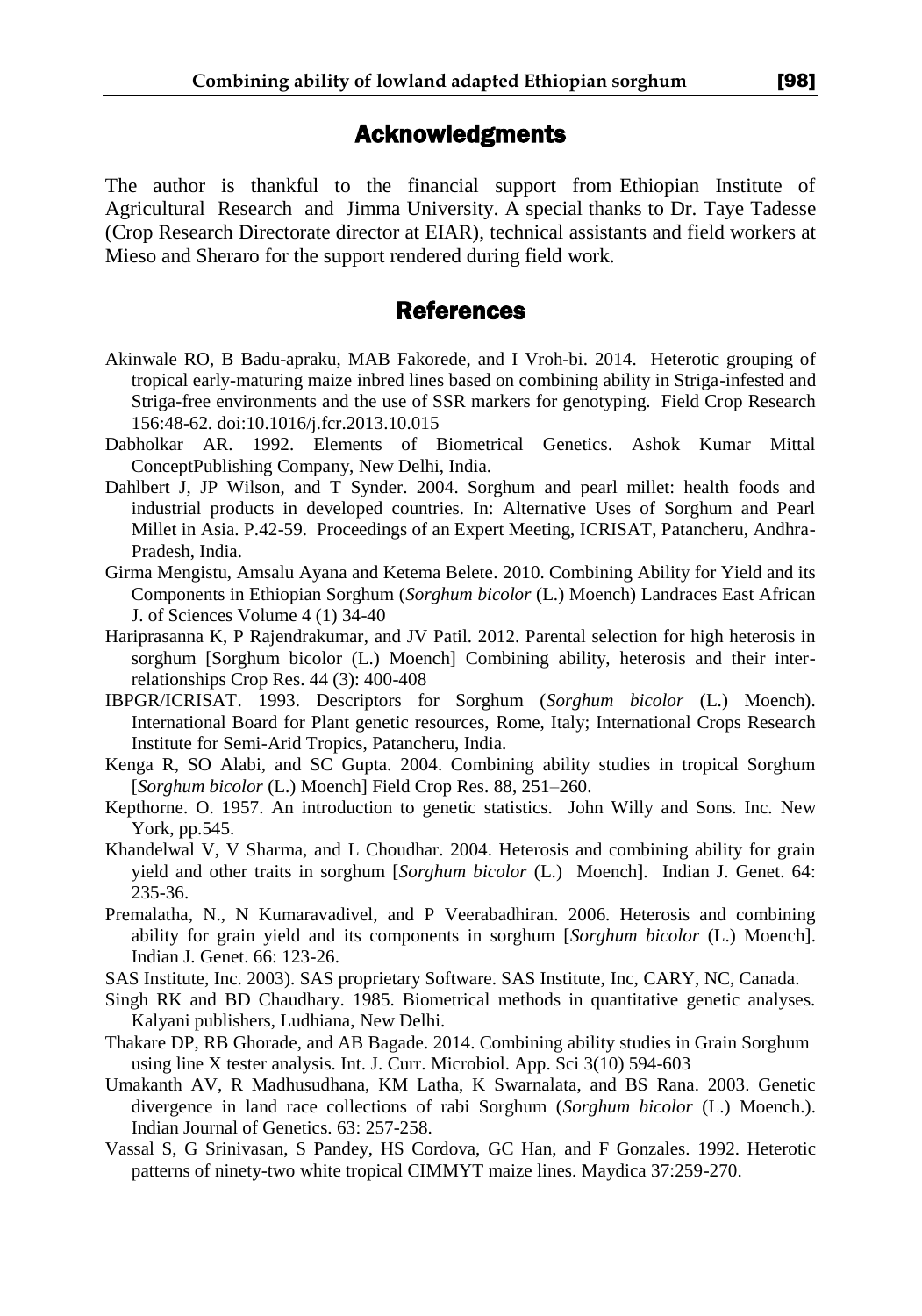## Acknowledgments

The author is thankful to the financial support from Ethiopian Institute of Agricultural Research and Jimma University. A special thanks to Dr. Taye Tadesse (Crop Research Directorate director at EIAR), technical assistants and field workers at Mieso and Sheraro for the support rendered during field work.

## References

Akinwale RO, B Badu-apraku, MAB Fakorede, and I Vroh-bi. 2014. Heterotic grouping of tropical early-maturing maize inbred lines based on combining ability in Striga-infested and Striga-free environments and the use of SSR markers for genotyping. Field Crop Research 156:48-62. doi:10.1016/j.fcr.2013.10.015

Dabholkar AR. 1992. Elements of Biometrical Genetics. Ashok Kumar Mittal ConceptPublishing Company, New Delhi, India.

Dahlbert J, JP Wilson, and T Synder. 2004. Sorghum and pearl millet: health foods and industrial products in developed countries. In: Alternative Uses of Sorghum and Pearl Millet in Asia. P.42-59. Proceedings of an Expert Meeting, ICRISAT, Patancheru, Andhra-Pradesh, India.

Girma Mengistu, Amsalu Ayana and Ketema Belete. 2010. Combining Ability for Yield and its Components in Ethiopian Sorghum (*Sorghum bicolor* (L.) Moench) Landraces East African J. of Sciences Volume 4 (1) 34-40

Hariprasanna K, P Rajendrakumar, and JV Patil. 2012. Parental selection for high heterosis in sorghum [Sorghum bicolor (L.) Moench] Combining ability, heterosis and their inter-relationships Crop Res. 44 (3): 400-408

IBPGR/ICRISAT. 1993. Descriptors for Sorghum (*Sorghum bicolor* (L.) Moench). International Board for Plant genetic resources, Rome, Italy; International Crops Research Institute for Semi-Arid Tropics, Patancheru, India.

Kenga R, SO Alabi, and SC Gupta. 2004. Combining ability studies in tropical Sorghum [*Sorghum bicolor* (L.) Moench] Field Crop Res. 88, 251–260.

Kepthorne. O. 1957. An introduction to genetic statistics. John Willy and Sons. Inc. New York, pp.545.

Khandelwal V, V Sharma, and L Choudhar. 2004. Heterosis and combining ability for grain yield and other traits in sorghum [*Sorghum bicolor* (L.) Moench]. Indian J. Genet. 64: 235-36.

Premalatha, N., N Kumaravadivel, and P Veerabadhiran. 2006. Heterosis and combining ability for grain yield and its components in sorghum [*Sorghum bicolor* (L.) Moench]. Indian J. Genet. 66: 123-26.

SAS Institute, Inc. 2003). SAS proprietary Software. SAS Institute, Inc, CARY, NC, Canada.

Singh RK and BD Chaudhary. 1985. Biometrical methods in quantitative genetic analyses. Kalyani publishers, Ludhiana, New Delhi.

Thakare DP, RB Ghorade, and AB Bagade. 2014. Combining ability studies in Grain Sorghum using line X tester analysis. Int. J. Curr. Microbiol. App. Sci 3(10) 594-603

Umakanth AV, R Madhusudhana, KM Latha, K Swarnalata, and BS Rana. 2003. Genetic divergence in land race collections of rabi Sorghum (*Sorghum bicolor* (L.) Moench.). Indian Journal of Genetics. 63: 257-258.

Vassal S, G Srinivasan, S Pandey, HS Cordova, GC Han, and F Gonzales. 1992. Heterotic patterns of ninety-two white tropical CIMMYT maize lines. Maydica 37:259-270.